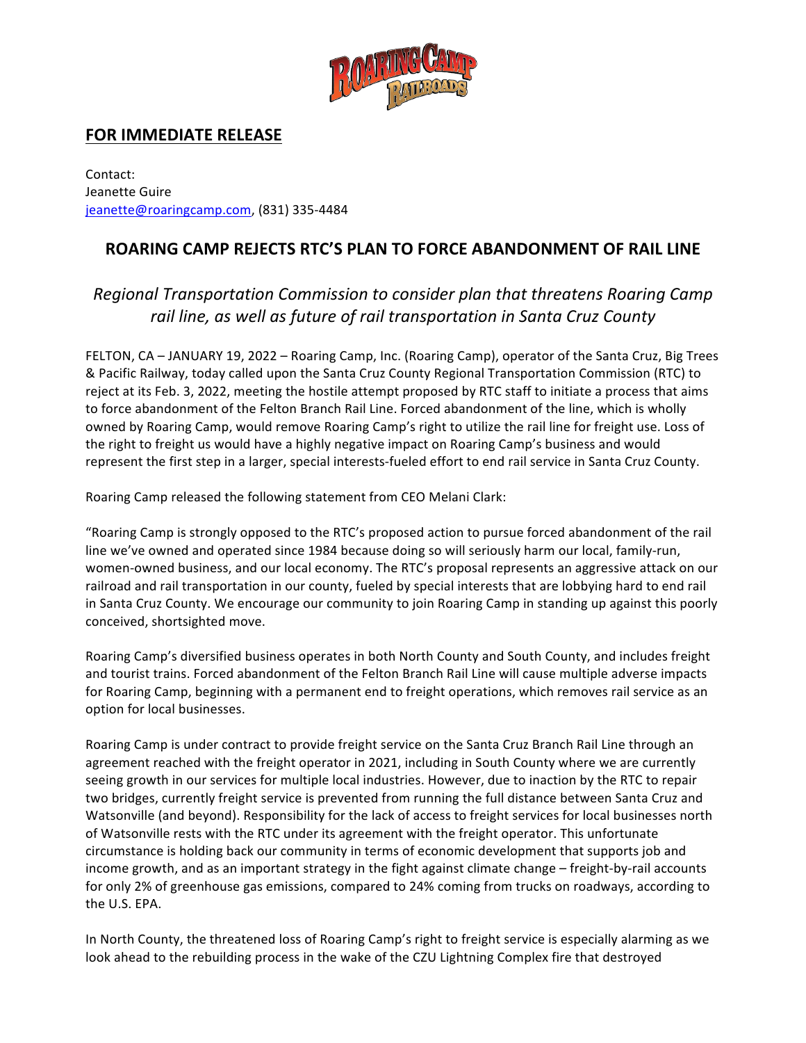**FOR IMMEDIATE RELEASE**

Contact:
Jeanette Guire
jeanette@roaringcamp.com, (831) 335-4484

## ROARING CAMP REJECTS RTC'S PLAN TO FORCE ABANDONMENT OF RAIL LINE

*Regional Transportation Commission to consider plan that threatens Roaring Camp rail line, as well as future of rail transportation in Santa Cruz County*

FELTON, CA – JANUARY 19, 2022 – Roaring Camp, Inc. (Roaring Camp), operator of the Santa Cruz, Big Trees & Pacific Railway, today called upon the Santa Cruz County Regional Transportation Commission (RTC) to reject at its Feb. 3, 2022, meeting the hostile attempt proposed by RTC staff to initiate a process that aims to force abandonment of the Felton Branch Rail Line. Forced abandonment of the line, which is wholly owned by Roaring Camp, would remove Roaring Camp's right to utilize the rail line for freight use. Loss of the right to freight us would have a highly negative impact on Roaring Camp's business and would represent the first step in a larger, special interests-fueled effort to end rail service in Santa Cruz County.

Roaring Camp released the following statement from CEO Melani Clark:

"Roaring Camp is strongly opposed to the RTC's proposed action to pursue forced abandonment of the rail line we've owned and operated since 1984 because doing so will seriously harm our local, family-run, women-owned business, and our local economy. The RTC's proposal represents an aggressive attack on our railroad and rail transportation in our county, fueled by special interests that are lobbying hard to end rail in Santa Cruz County. We encourage our community to join Roaring Camp in standing up against this poorly conceived, shortsighted move.

Roaring Camp's diversified business operates in both North County and South County, and includes freight and tourist trains. Forced abandonment of the Felton Branch Rail Line will cause multiple adverse impacts for Roaring Camp, beginning with a permanent end to freight operations, which removes rail service as an option for local businesses.

Roaring Camp is under contract to provide freight service on the Santa Cruz Branch Rail Line through an agreement reached with the freight operator in 2021, including in South County where we are currently seeing growth in our services for multiple local industries. However, due to inaction by the RTC to repair two bridges, currently freight service is prevented from running the full distance between Santa Cruz and Watsonville (and beyond). Responsibility for the lack of access to freight services for local businesses north of Watsonville rests with the RTC under its agreement with the freight operator. This unfortunate circumstance is holding back our community in terms of economic development that supports job and income growth, and as an important strategy in the fight against climate change – freight-by-rail accounts for only 2% of greenhouse gas emissions, compared to 24% coming from trucks on roadways, according to the U.S. EPA.

In North County, the threatened loss of Roaring Camp's right to freight service is especially alarming as we look ahead to the rebuilding process in the wake of the CZU Lightning Complex fire that destroyed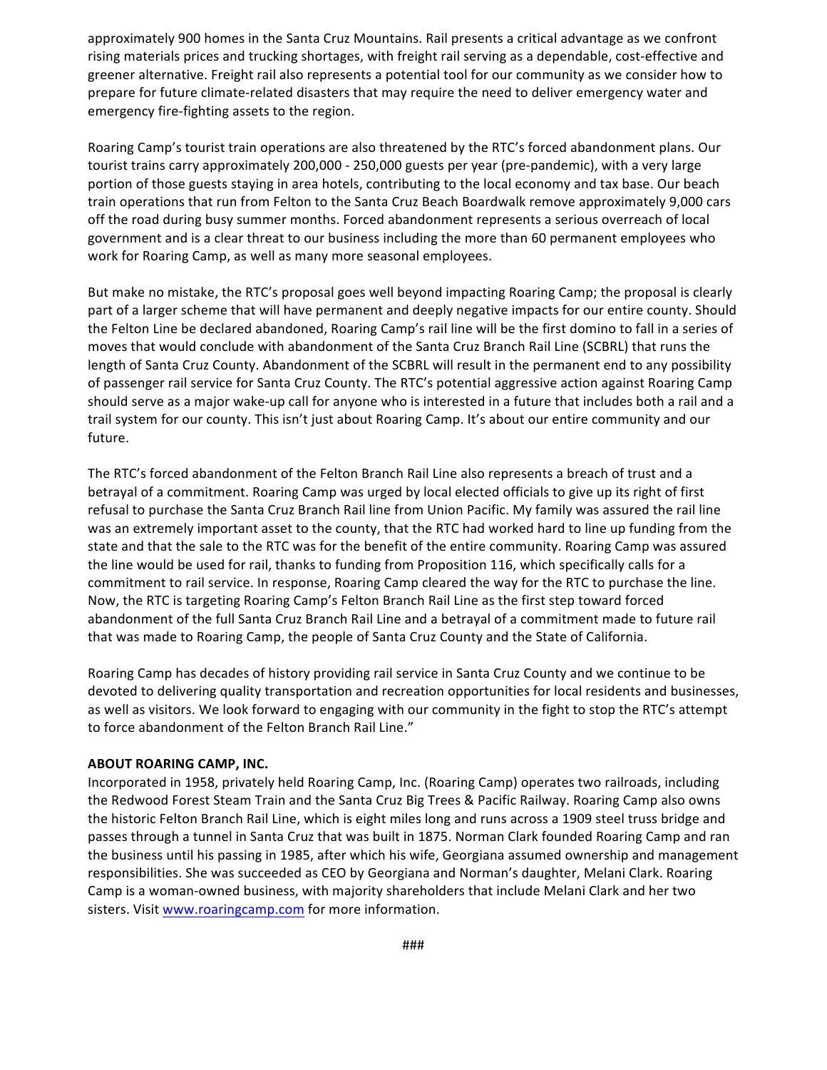approximately 900 homes in the Santa Cruz Mountains. Rail presents a critical advantage as we confront rising materials prices and trucking shortages, with freight rail serving as a dependable, cost-effective and greener alternative. Freight rail also represents a potential tool for our community as we consider how to prepare for future climate-related disasters that may require the need to deliver emergency water and emergency fire-fighting assets to the region.

Roaring Camp's tourist train operations are also threatened by the RTC's forced abandonment plans. Our tourist trains carry approximately 200,000 - 250,000 guests per year (pre-pandemic), with a very large portion of those guests staying in area hotels, contributing to the local economy and tax base. Our beach train operations that run from Felton to the Santa Cruz Beach Boardwalk remove approximately 9,000 cars off the road during busy summer months. Forced abandonment represents a serious overreach of local government and is a clear threat to our business including the more than 60 permanent employees who work for Roaring Camp, as well as many more seasonal employees.

But make no mistake, the RTC's proposal goes well beyond impacting Roaring Camp; the proposal is clearly part of a larger scheme that will have permanent and deeply negative impacts for our entire county. Should the Felton Line be declared abandoned, Roaring Camp's rail line will be the first domino to fall in a series of moves that would conclude with abandonment of the Santa Cruz Branch Rail Line (SCBRL) that runs the length of Santa Cruz County. Abandonment of the SCBRL will result in the permanent end to any possibility of passenger rail service for Santa Cruz County. The RTC's potential aggressive action against Roaring Camp should serve as a major wake-up call for anyone who is interested in a future that includes both a rail and a trail system for our county. This isn't just about Roaring Camp. It's about our entire community and our future.

The RTC's forced abandonment of the Felton Branch Rail Line also represents a breach of trust and a betrayal of a commitment. Roaring Camp was urged by local elected officials to give up its right of first refusal to purchase the Santa Cruz Branch Rail line from Union Pacific. My family was assured the rail line was an extremely important asset to the county, that the RTC had worked hard to line up funding from the state and that the sale to the RTC was for the benefit of the entire community. Roaring Camp was assured the line would be used for rail, thanks to funding from Proposition 116, which specifically calls for a commitment to rail service. In response, Roaring Camp cleared the way for the RTC to purchase the line. Now, the RTC is targeting Roaring Camp's Felton Branch Rail Line as the first step toward forced abandonment of the full Santa Cruz Branch Rail Line and a betrayal of a commitment made to future rail that was made to Roaring Camp, the people of Santa Cruz County and the State of California.

Roaring Camp has decades of history providing rail service in Santa Cruz County and we continue to be devoted to delivering quality transportation and recreation opportunities for local residents and businesses, as well as visitors. We look forward to engaging with our community in the fight to stop the RTC's attempt to force abandonment of the Felton Branch Rail Line."

**ABOUT ROARING CAMP, INC.**

Incorporated in 1958, privately held Roaring Camp, Inc. (Roaring Camp) operates two railroads, including the Redwood Forest Steam Train and the Santa Cruz Big Trees & Pacific Railway. Roaring Camp also owns the historic Felton Branch Rail Line, which is eight miles long and runs across a 1909 steel truss bridge and passes through a tunnel in Santa Cruz that was built in 1875. Norman Clark founded Roaring Camp and ran the business until his passing in 1985, after which his wife, Georgiana assumed ownership and management responsibilities. She was succeeded as CEO by Georgiana and Norman's daughter, Melani Clark. Roaring Camp is a woman-owned business, with majority shareholders that include Melani Clark and her two sisters. Visit www.roaringcamp.com for more information.

###